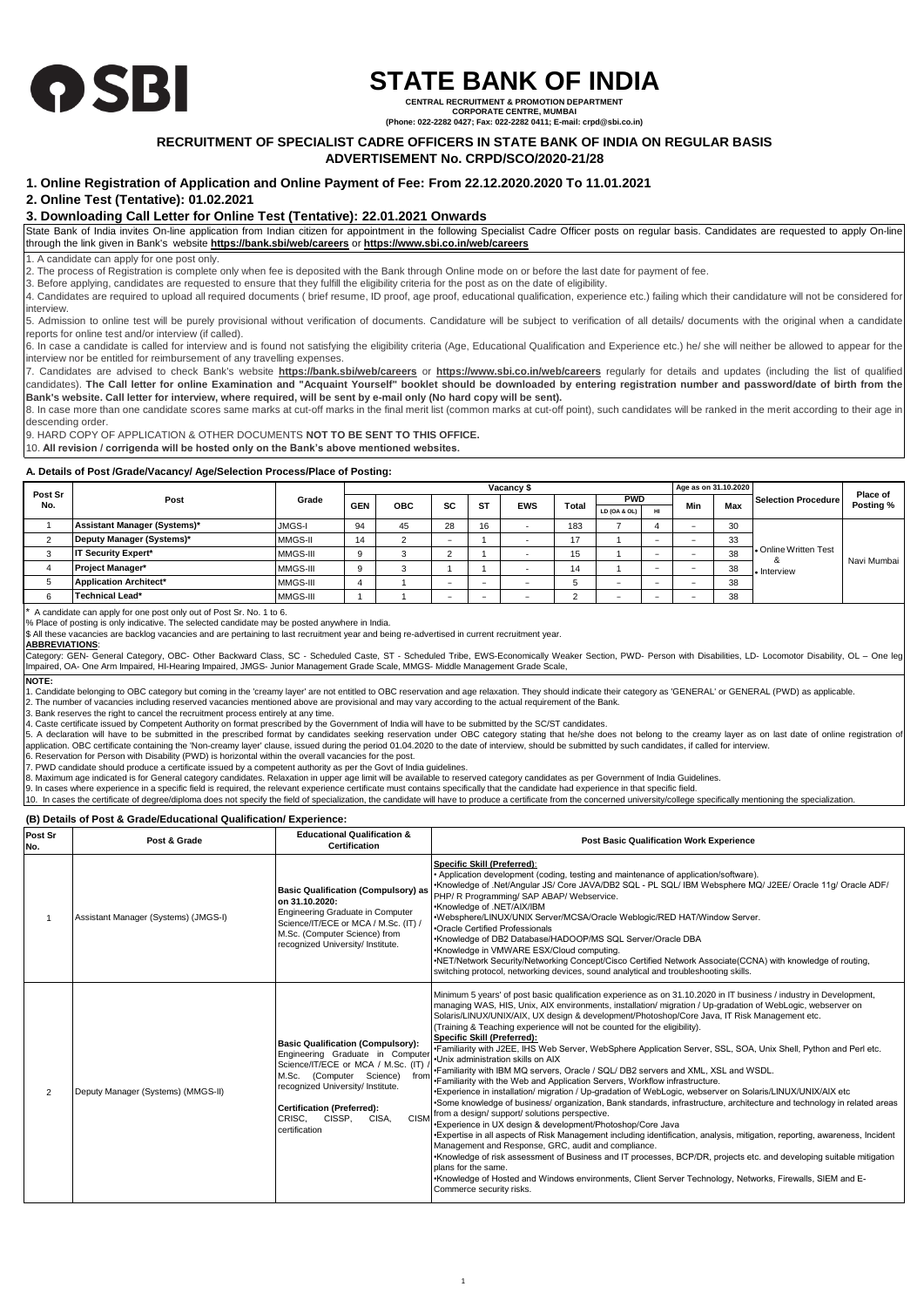# STATE BANK OF INDIA

**CENTRAL RECRUITMENT & PROMOTION DEPARTMENT**
**CORPORATE CENTRE, MUMBAI**
**(Phone: 022-2282 0427; Fax: 022-2282 0411; E-mail: crpd@sbi.co.in)**

## RECRUITMENT OF SPECIALIST CADRE OFFICERS IN STATE BANK OF INDIA ON REGULAR BASIS
## ADVERTISEMENT No. CRPD/SCO/2020-21/28

### 1. Online Registration of Application and Online Payment of Fee: From 22.12.2020.2020 To 11.01.2021
### 2. Online Test (Tentative): 01.02.2021
### 3. Downloading Call Letter for Online Test (Tentative): 22.01.2021 Onwards

State Bank of India invites On-line application from Indian citizen for appointment in the following Specialist Cadre Officer posts on regular basis. Candidates are requested to apply On-line through the link given in Bank's website **https://bank.sbi/web/careers** or **https://www.sbi.co.in/web/careers**

1. A candidate can apply for one post only.
2. The process of Registration is complete only when fee is deposited with the Bank through Online mode on or before the last date for payment of fee.
3. Before applying, candidates are requested to ensure that they fulfill the eligibility criteria for the post as on the date of eligibility.
4. Candidates are required to upload all required documents ( brief resume, ID proof, age proof, educational qualification, experience etc.) failing which their candidature will not be considered for interview.
5. Admission to online test will be purely provisional without verification of documents. Candidature will be subject to verification of all details/ documents with the original when a candidate reports for online test and/or interview (if called).
6. In case a candidate is called for interview and is found not satisfying the eligibility criteria (Age, Educational Qualification and Experience etc.) he/ she will neither be allowed to appear for the interview nor be entitled for reimbursement of any travelling expenses.
7. Candidates are advised to check Bank's website **https://bank.sbi/web/careers** or **https://www.sbi.co.in/web/careers** regularly for details and updates (including the list of qualified candidates). **The Call letter for online Examination and "Acquaint Yourself" booklet should be downloaded by entering registration number and password/date of birth from the Bank's website. Call letter for interview, where required, will be sent by e-mail only (No hard copy will be sent).**
8. In case more than one candidate scores same marks at cut-off marks in the final merit list (common marks at cut-off point), such candidates will be ranked in the merit according to their age in descending order.
9. HARD COPY OF APPLICATION & OTHER DOCUMENTS **NOT TO BE SENT TO THIS OFFICE.**
10. **All revision / corrigenda will be hosted only on the Bank's above mentioned websites.**

#### A. Details of Post /Grade/Vacancy/ Age/Selection Process/Place of Posting:

| Post Sr No. | Post | Grade | Vacancy $ | | | | | | PWD | | Age as on 31.10.2020 | | Selection Procedure | Place of Posting % |
|---|---|---|---|---|---|---|---|---|---|---|---|---|---|---|
| | | | GEN | OBC | SC | ST | EWS | Total | LD (OA & OL) | HI | Min | Max | | |
| 1 | **Assistant Manager (Systems)*** | JMGS-I | 94 | 45 | 28 | 16 | - | 183 | 7 | 4 | - | 30 | • Online Written Test & • Interview | Navi Mumbai |
| 2 | **Deputy Manager (Systems)*** | MMGS-II | 14 | 2 | - | 1 | - | 17 | 1 | - | - | 33 | | |
| 3 | **IT Security Expert*** | MMGS-III | 9 | 3 | 2 | 1 | - | 15 | 1 | - | - | 38 | | |
| 4 | **Project Manager*** | MMGS-III | 9 | 3 | 1 | 1 | - | 14 | 1 | - | - | 38 | | |
| 5 | **Application Architect*** | MMGS-III | 4 | 1 | - | - | - | 5 | - | - | - | 38 | | |
| 6 | **Technical Lead*** | MMGS-III | 1 | 1 | - | - | - | 2 | - | - | - | 38 | | |

\* A candidate can apply for one post only out of Post Sr. No. 1 to 6.
% Place of posting is only indicative. The selected candidate may be posted anywhere in India.
$ All these vacancies are backlog vacancies and are pertaining to last recruitment year and being re-advertised in current recruitment year.

**ABBREVIATIONS**:
Category: GEN- General Category, OBC- Other Backward Class, SC - Scheduled Caste, ST - Scheduled Tribe, EWS-Economically Weaker Section, PWD- Person with Disabilities, LD- Locomotor Disability, OL – One leg Impaired, OA- One Arm Impaired, HI-Hearing Impaired, JMGS- Junior Management Grade Scale, MMGS- Middle Management Grade Scale,

**NOTE:**
1. Candidate belonging to OBC category but coming in the 'creamy layer' are not entitled to OBC reservation and age relaxation. They should indicate their category as 'GENERAL' or GENERAL (PWD) as applicable.
2. The number of vacancies including reserved vacancies mentioned above are provisional and may vary according to the actual requirement of the Bank.
3. Bank reserves the right to cancel the recruitment process entirely at any time.
4. Caste certificate issued by Competent Authority on format prescribed by the Government of India will have to be submitted by the SC/ST candidates.
5. A declaration will have to be submitted in the prescribed format by candidates seeking reservation under OBC category stating that he/she does not belong to the creamy layer as on last date of online registration of application. OBC certificate containing the 'Non-creamy layer' clause, issued during the period 01.04.2020 to the date of interview, should be submitted by such candidates, if called for interview.
6. Reservation for Person with Disability (PWD) is horizontal within the overall vacancies for the post.
7. PWD candidate should produce a certificate issued by a competent authority as per the Govt of India guidelines.
8. Maximum age indicated is for General category candidates. Relaxation in upper age limit will be available to reserved category candidates as per Government of India Guidelines.
9. In cases where experience in a specific field is required, the relevant experience certificate must contains specifically that the candidate had experience in that specific field.
10. In cases the certificate of degree/diploma does not specify the field of specialization, the candidate will have to produce a certificate from the concerned university/college specifically mentioning the specialization.

#### (B) Details of Post & Grade/Educational Qualification/ Experience:

| Post Sr No. | Post & Grade | Educational Qualification & Certification | Post Basic Qualification Work Experience |
|---|---|---|---|
| 1 | Assistant Manager (Systems) (JMGS-I) | **Basic Qualification (Compulsory) as on 31.10.2020:** Engineering Graduate in Computer Science/IT/ECE or MCA / M.Sc. (IT) / M.Sc. (Computer Science) from recognized University/ Institute. | **Specific Skill (Preferred)**:<br>• Application development (coding, testing and maintenance of application/software).<br>•Knowledge of .Net/Angular JS/ Core JAVA/DB2 SQL - PL SQL/ IBM Websphere MQ/ J2EE/ Oracle 11g/ Oracle ADF/ PHP/ R Programming/ SAP ABAP/ Webservice.<br>•Knowledge of .NET/AIX/IBM<br>•Websphere/LINUX/UNIX Server/MCSA/Oracle Weblogic/RED HAT/Window Server.<br>•Oracle Certified Professionals<br>•Knowledge of DB2 Database/HADOOP/MS SQL Server/Oracle DBA<br>•Knowledge in VMWARE ESX/Cloud computing.<br>•NET/Network Security/Networking Concept/Cisco Certified Network Associate(CCNA) with knowledge of routing, switching protocol, networking devices, sound analytical and troubleshooting skills. |
| 2 | Deputy Manager (Systems) (MMGS-II) | **Basic Qualification (Compulsory):** Engineering Graduate in Computer Science/IT/ECE or MCA / M.Sc. (IT) / M.Sc. (Computer Science) from recognized University/ Institute.<br><br>**Certification (Preferred):** CRISC, CISSP, CISA, CISM certification | Minimum 5 years' of post basic qualification experience as on 31.10.2020 in IT business / industry in Development, managing WAS, HIS, Unix, AIX environments, installation/ migration / Up-gradation of WebLogic, webserver on Solaris/LINUX/UNIX/AIX, UX design & development/Photoshop/Core Java, IT Risk Management etc.<br>(Training & Teaching experience will not be counted for the eligibility).<br>**Specific Skill (Preferred):**<br>•Familiarity with J2EE, IHS Web Server, WebSphere Application Server, SSL, SOA, Unix Shell, Python and Perl etc.<br>•Unix administration skills on AIX<br>•Familiarity with IBM MQ servers, Oracle / SQL/ DB2 servers and XML, XSL and WSDL.<br>•Familiarity with the Web and Application Servers, Workflow infrastructure.<br>•Experience in installation/ migration / Up-gradation of WebLogic, webserver on Solaris/LINUX/UNIX/AIX etc<br>•Some knowledge of business/ organization, Bank standards, infrastructure, architecture and technology in related areas from a design/ support/ solutions perspective.<br>•Experience in UX design & development/Photoshop/Core Java<br>•Expertise in all aspects of Risk Management including identification, analysis, mitigation, reporting, awareness, Incident Management and Response, GRC, audit and compliance.<br>•Knowledge of risk assessment of Business and IT processes, BCP/DR, projects etc. and developing suitable mitigation plans for the same.<br>•Knowledge of Hosted and Windows environments, Client Server Technology, Networks, Firewalls, SIEM and E-Commerce security risks. |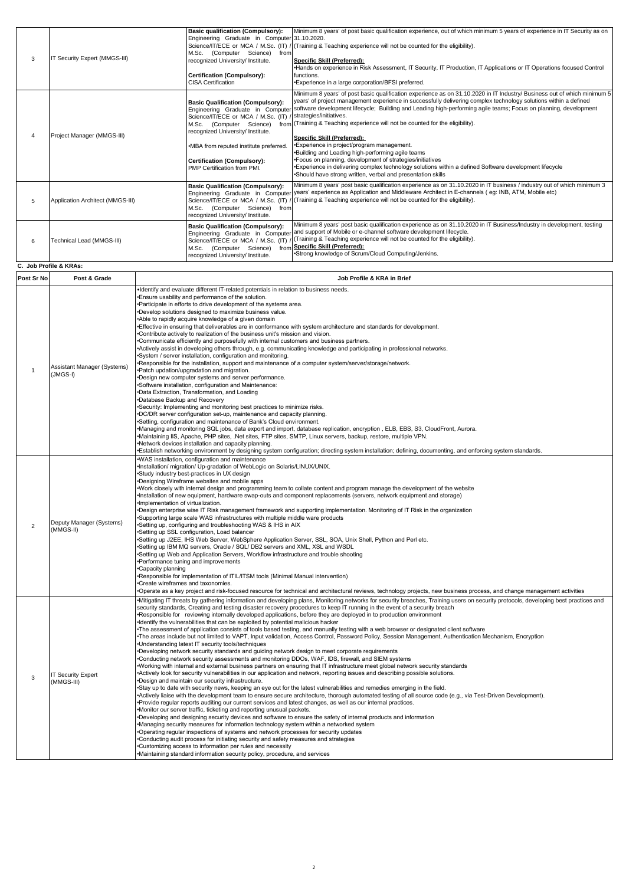| 3 | IT Security Expert (MMGS-III) | **Basic qualification (Compulsory):** Engineering Graduate in Computer Science/IT/ECE or MCA / M.Sc. (IT) / M.Sc. (Computer Science) from recognized University/ Institute.<br><br>**Certification (Compulsory):** CISA Certification | Minimum 8 years' of post basic qualification experience, out of which minimum 5 years of experience in IT Security as on 31.10.2020.<br>(Training & Teaching experience will not be counted for the eligibility).<br><br>**Specific Skill (Preferred):**<br>•Hands on experience in Risk Assessment, IT Security, IT Production, IT Applications or IT Operations focused Control functions.<br>•Experience in a large corporation/BFSI preferred. |
|---|---|---|---|
| 4 | Project Manager (MMGS-III) | **Basic Qualification (Compulsory):** Engineering Graduate in Computer Science/IT/ECE or MCA / M.Sc. (IT) / M.Sc. (Computer Science) from recognized University/ Institute.<br><br>•MBA from reputed institute preferred.<br><br>**Certification (Compulsory):** PMP Certification from PMI. | Minimum 8 years' of post basic qualification experience as on 31.10.2020 in IT Industry/ Business out of which minimum 5 years' of project management experience in successfully delivering complex technology solutions within a defined software development lifecycle; Building and Leading high-performing agile teams; Focus on planning, development strategies/initiatives.<br>(Training & Teaching experience will not be counted for the eligibility).<br><br>**Specific Skill (Preferred):**<br>•Experience in project/program management.<br>•Building and Leading high-performing agile teams<br>•Focus on planning, development of strategies/initiatives<br>•Experience in delivering complex technology solutions within a defined Software development lifecycle<br>•Should have strong written, verbal and presentation skills |
| 5 | Application Architect (MMGS-III) | **Basic Qualification (Compulsory):** Engineering Graduate in Computer Science/IT/ECE or MCA / M.Sc. (IT) / M.Sc. (Computer Science) from recognized University/ Institute. | Minimum 8 years' post basic qualification experience as on 31.10.2020 in IT business / industry out of which minimum 3 years' experience as Application and Middleware Architect in E-channels ( eg: INB, ATM, Mobile etc)<br>(Training & Teaching experience will not be counted for the eligibility). |
| 6 | Technical Lead (MMGS-III) | **Basic Qualification (Compulsory):** Engineering Graduate in Computer Science/IT/ECE or MCA / M.Sc. (IT) / M.Sc. (Computer Science) from recognized University/ Institute. | Minimum 8 years' post basic qualification experience as on 31.10.2020 in IT Business/Industry in development, testing and support of Mobile or e-channel software development lifecycle.<br>(Training & Teaching experience will not be counted for the eligibility).<br>**Specific Skill (Preferred):**<br>•Strong knowledge of Scrum/Cloud Computing/Jenkins. |

**C. Job Profile & KRAs:**

| Post Sr No | Post & Grade | Job Profile & KRA in Brief |
|---|---|---|
| 1 | Assistant Manager (Systems) (JMGS-I) | •Identify and evaluate different IT-related potentials in relation to business needs.<br>•Ensure usability and performance of the solution.<br>•Participate in efforts to drive development of the systems area.<br>•Develop solutions designed to maximize business value.<br>•Able to rapidly acquire knowledge of a given domain<br>•Effective in ensuring that deliverables are in conformance with system architecture and standards for development.<br>•Contribute actively to realization of the business unit's mission and vision.<br>•Communicate efficiently and purposefully with internal customers and business partners.<br>•Actively assist in developing others through, e.g. communicating knowledge and participating in professional networks.<br>•System / server installation, configuration and monitoring.<br>•Responsible for the installation, support and maintenance of a computer system/server/storage/network.<br>•Patch updation/upgradation and migration.<br>•Design new computer systems and server performance.<br>•Software installation, configuration and Maintenance:<br>•Data Extraction, Transformation, and Loading<br>•Database Backup and Recovery<br>•Security: Implementing and monitoring best practices to minimize risks.<br>•DC/DR server configuration set-up, maintenance and capacity planning.<br>•Setting, configuration and maintenance of Bank's Cloud environment.<br>•Managing and monitoring SQL jobs, data export and import, database replication, encryption , ELB, EBS, S3, CloudFront, Aurora.<br>•Maintaining IIS, Apache, PHP sites, .Net sites, FTP sites, SMTP, Linux servers, backup, restore, multiple VPN.<br>•Network devices installation and capacity planning.<br>•Establish networking environment by designing system configuration; directing system installation; defining, documenting, and enforcing system standards. |
| 2 | Deputy Manager (Systems) (MMGS-II) | •WAS installation, configuration and maintenance<br>•Installation/ migration/ Up-gradation of WebLogic on Solaris/LINUX/UNIX.<br>•Study industry best-practices in UX design<br>•Designing Wireframe websites and mobile apps<br>•Work closely with internal design and programming team to collate content and program manage the development of the website<br>•Installation of new equipment, hardware swap-outs and component replacements (servers, network equipment and storage)<br>•Implementation of virtualization.<br>•Design enterprise wise IT Risk management framework and supporting implementation. Monitoring of IT Risk in the organization<br>•Supporting large scale WAS infrastructures with multiple middle ware products<br>•Setting up, configuring and troubleshooting WAS & IHS in AIX<br>•Setting up SSL configuration, Load balancer<br>•Setting up J2EE, IHS Web Server, WebSphere Application Server, SSL, SOA, Unix Shell, Python and Perl etc.<br>•Setting up IBM MQ servers, Oracle / SQL/ DB2 servers and XML, XSL and WSDL<br>•Setting up Web and Application Servers, Workflow infrastructure and trouble shooting<br>•Performance tuning and improvements<br>•Capacity planning<br>•Responsible for implementation of ITIL/ITSM tools (Minimal Manual intervention)<br>•Create wireframes and taxonomies.<br>•Operate as a key project and risk-focused resource for technical and architectural reviews, technology projects, new business process, and change management activities |
| 3 | IT Security Expert (MMGS-III) | •Mitigating IT threats by gathering information and developing plans, Monitoring networks for security breaches, Training users on security protocols, developing best practices and security standards, Creating and testing disaster recovery procedures to keep IT running in the event of a security breach<br>•Responsible for reviewing internally developed applications, before they are deployed in to production environment<br>•Identify the vulnerabilities that can be exploited by potential malicious hacker<br>•The assessment of application consists of tools based testing, and manually testing with a web browser or designated client software<br>•The areas include but not limited to VAPT, Input validation, Access Control, Password Policy, Session Management, Authentication Mechanism, Encryption<br>•Understanding latest IT security tools/techniques<br>•Developing network security standards and guiding network design to meet corporate requirements<br>•Conducting network security assessments and monitoring DDOs, WAF, IDS, firewall, and SIEM systems<br>•Working with internal and external business partners on ensuring that IT infrastructure meet global network security standards<br>•Actively look for security vulnerabilities in our application and network, reporting issues and describing possible solutions.<br>•Design and maintain our security infrastructure.<br>•Stay up to date with security news, keeping an eye out for the latest vulnerabilities and remedies emerging in the field.<br>•Actively liaise with the development team to ensure secure architecture, thorough automated testing of all source code (e.g., via Test-Driven Development).<br>•Provide regular reports auditing our current services and latest changes, as well as our internal practices.<br>•Monitor our server traffic, ticketing and reporting unusual packets.<br>•Developing and designing security devices and software to ensure the safety of internal products and information<br>•Managing security measures for information technology system within a networked system<br>•Operating regular inspections of systems and network processes for security updates<br>•Conducting audit process for initiating security and safety measures and strategies<br>•Customizing access to information per rules and necessity<br>•Maintaining standard information security policy, procedure, and services |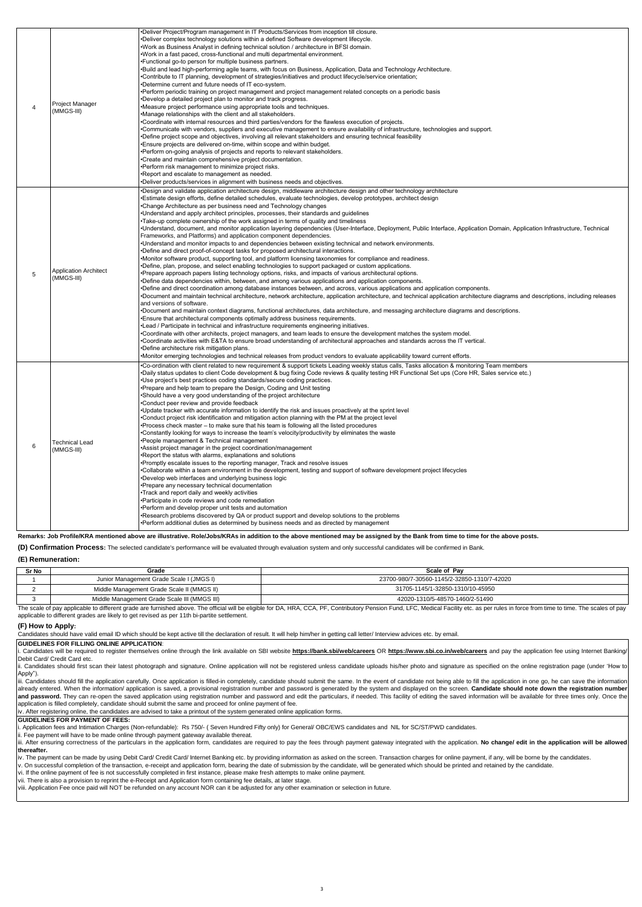| | | |
|---|---|---|
| 4 | Project Manager (MMGS-III) | •Deliver Project/Program management in IT Products/Services from inception till closure.<br>•Deliver complex technology solutions within a defined Software development lifecycle.<br>•Work as Business Analyst in defining technical solution / architecture in BFSI domain.<br>•Work in a fast paced, cross-functional and multi departmental environment.<br>•Functional go-to person for multiple business partners.<br>•Build and lead high-performing agile teams, with focus on Business, Application, Data and Technology Architecture.<br>•Contribute to IT planning, development of strategies/initiatives and product lifecycle/service orientation;<br>•Determine current and future needs of IT eco-system.<br>•Perform periodic training on project management and project management related concepts on a periodic basis<br>•Develop a detailed project plan to monitor and track progress.<br>•Measure project performance using appropriate tools and techniques.<br>•Manage relationships with the client and all stakeholders.<br>•Coordinate with internal resources and third parties/vendors for the flawless execution of projects.<br>•Communicate with vendors, suppliers and executive management to ensure availability of infrastructure, technologies and support.<br>•Define project scope and objectives, involving all relevant stakeholders and ensuring technical feasibility<br>•Ensure projects are delivered on-time, within scope and within budget.<br>•Perform on-going analysis of projects and reports to relevant stakeholders.<br>•Create and maintain comprehensive project documentation.<br>•Perform risk management to minimize project risks.<br>•Report and escalate to management as needed.<br>•Deliver products/services in alignment with business needs and objectives. |
| 5 | Application Architect (MMGS-III) | •Design and validate application architecture design, middleware architecture design and other technology architecture<br>•Estimate design efforts, define detailed schedules, evaluate technologies, develop prototypes, architect design<br>•Change Architecture as per business need and Technology changes<br>•Understand and apply architect principles, processes, their standards and guidelines<br>•Take-up complete ownership of the work assigned in terms of quality and timeliness<br>•Understand, document, and monitor application layering dependencies (User-Interface, Deployment, Public Interface, Application Domain, Application Infrastructure, Technical Frameworks, and Platforms) and application component dependencies.<br>•Understand and monitor impacts to and dependencies between existing technical and network environments.<br>•Define and direct proof-of-concept tasks for proposed architectural interactions.<br>•Monitor software product, supporting tool, and platform licensing taxonomies for compliance and readiness.<br>•Define, plan, propose, and select enabling technologies to support packaged or custom applications.<br>•Prepare approach papers listing technology options, risks, and impacts of various architectural options.<br>•Define data dependencies within, between, and among various applications and application components.<br>•Define and direct coordination among database instances between, and across, various applications and application components.<br>•Document and maintain technical architecture, network architecture, application architecture, and technical application architecture diagrams and descriptions, including releases and versions of software.<br>•Document and maintain context diagrams, functional architectures, data architecture, and messaging architecture diagrams and descriptions.<br>•Ensure that architectural components optimally address business requirements.<br>•Lead / Participate in technical and infrastructure requirements engineering initiatives.<br>•Coordinate with other architects, project managers, and team leads to ensure the development matches the system model.<br>•Coordinate activities with E&TA to ensure broad understanding of architectural approaches and standards across the IT vertical.<br>•Define architecture risk mitigation plans.<br>•Monitor emerging technologies and technical releases from product vendors to evaluate applicability toward current efforts. |
| 6 | Technical Lead (MMGS-III) | •Co-ordination with client related to new requirement & support tickets Leading weekly status calls, Tasks allocation & monitoring Team members<br>•Daily status updates to client Code development & bug fixing Code reviews & quality testing HR Functional Set ups (Core HR, Sales service etc.)<br>•Use project's best practices coding standards/secure coding practices.<br>•Prepare and help team to prepare the Design, Coding and Unit testing<br>•Should have a very good understanding of the project architecture<br>•Conduct peer review and provide feedback<br>•Update tracker with accurate information to identify the risk and issues proactively at the sprint level<br>•Conduct project risk identification and mitigation action planning with the PM at the project level<br>•Process check master – to make sure that his team is following all the listed procedures<br>•Constantly looking for ways to increase the team's velocity/productivity by eliminates the waste<br>•People management & Technical management<br>•Assist project manager in the project coordination/management<br>•Report the status with alarms, explanations and solutions<br>•Promptly escalate issues to the reporting manager, Track and resolve issues<br>•Collaborate within a team environment in the development, testing and support of software development project lifecycles<br>•Develop web interfaces and underlying business logic<br>•Prepare any necessary technical documentation<br>•Track and report daily and weekly activities<br>•Participate in code reviews and code remediation<br>•Perform and develop proper unit tests and automation<br>•Research problems discovered by QA or product support and develop solutions to the problems<br>•Perform additional duties as determined by business needs and as directed by management |

**Remarks: Job Profile/KRA mentioned above are illustrative. Role/Jobs/KRAs in addition to the above mentioned may be assigned by the Bank from time to time for the above posts.**

**(D) Confirmation Process:** The selected candidate's performance will be evaluated through evaluation system and only successful candidates will be confirmed in Bank.

### (E) Remuneration:

| Sr No | Grade | Scale of Pay |
|---|---|---|
| 1 | Junior Management Grade Scale I (JMGS I) | 23700-980/7-30560-1145/2-32850-1310/7-42020 |
| 2 | Middle Management Grade Scale II (MMGS II) | 31705-1145/1-32850-1310/10-45950 |
| 3 | Middle Management Grade Scale III (MMGS III) | 42020-1310/5-48570-1460/2-51490 |

The scale of pay applicable to different grade are furnished above. The official will be eligible for DA, HRA, CCA, PF, Contributory Pension Fund, LFC, Medical Facility etc. as per rules in force from time to time. The scales of pay applicable to different grades are likely to get revised as per 11th bi-partite settlement.

### (F) How to Apply:

Candidates should have valid email ID which should be kept active till the declaration of result. It will help him/her in getting call letter/ Interview advices etc. by email.

**GUIDELINES FOR FILLING ONLINE APPLICATION**:

i. Candidates will be required to register themselves online through the link available on SBI website **https://bank.sbi/web/careers** OR **https://www.sbi.co.in/web/careers** and pay the application fee using Internet Banking/ Debit Card/ Credit Card etc.

ii. Candidates should first scan their latest photograph and signature. Online application will not be registered unless candidate uploads his/her photo and signature as specified on the online registration page (under 'How to Apply").

iii. Candidates should fill the application carefully. Once application is filled-in completely, candidate should submit the same. In the event of candidate not being able to fill the application in one go, he can save the information already entered. When the information/ application is saved, a provisional registration number and password is generated by the system and displayed on the screen. **Candidate should note down the registration number and password.** They can re-open the saved application using registration number and password and edit the particulars, if needed. This facility of editing the saved information will be available for three times only. Once the application is filled completely, candidate should submit the same and proceed for online payment of fee.

iv. After registering online, the candidates are advised to take a printout of the system generated online application forms.

**GUIDELINES FOR PAYMENT OF FEES:**

i. Application fees and Intimation Charges (Non-refundable): Rs 750/- ( Seven Hundred Fifty only) for General/ OBC/EWS candidates and NIL for SC/ST/PWD candidates.

ii. Fee payment will have to be made online through payment gateway available thereat.

iii. After ensuring correctness of the particulars in the application form, candidates are required to pay the fees through payment gateway integrated with the application. **No change/ edit in the application will be allowed thereafter.**

iv. The payment can be made by using Debit Card/ Credit Card/ Internet Banking etc. by providing information as asked on the screen. Transaction charges for online payment, if any, will be borne by the candidates.

v. On successful completion of the transaction, e-receipt and application form, bearing the date of submission by the candidate, will be generated which should be printed and retained by the candidate.

vi. If the online payment of fee is not successfully completed in first instance, please make fresh attempts to make online payment.

vii. There is also a provision to reprint the e-Receipt and Application form containing fee details, at later stage.

viii. Application Fee once paid will NOT be refunded on any account NOR can it be adjusted for any other examination or selection in future.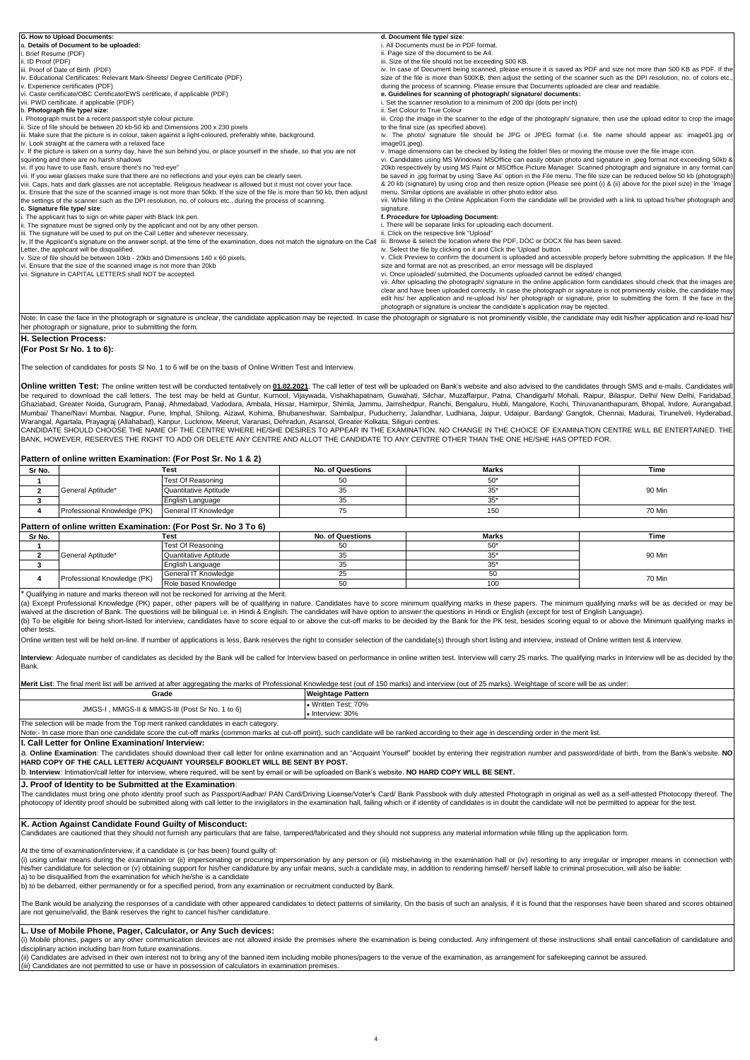**G. How to Upload Documents:**

**a. Details of Document to be uploaded:**

i. Brief Resume (PDF)
ii. ID Proof (PDF)
iii. Proof of Date of Birth (PDF)
iv. Educational Certificates: Relevant Mark-Sheets/ Degree Certificate (PDF)
v. Experience certificates (PDF)
vi. Caste certificate/OBC Certificate/EWS certificate, if applicable (PDF)
vii. PWD certificate, if applicable (PDF)

**b. Photograph file type/ size:**

i. Photograph must be a recent passport style colour picture.
ii. Size of file should be between 20 kb-50 kb and Dimensions 200 x 230 pixels
iii. Make sure that the picture is in colour, taken against a light-coloured, preferably white, background.
iv. Look straight at the camera with a relaxed face
v. If the picture is taken on a sunny day, have the sun behind you, or place yourself in the shade, so that you are not squinting and there are no harsh shadows
vi. If you have to use flash, ensure there's no "red-eye"
vii. If you wear glasses make sure that there are no reflections and your eyes can be clearly seen.
viii. Caps, hats and dark glasses are not acceptable. Religious headwear is allowed but it must not cover your face.
ix. Ensure that the size of the scanned image is not more than 50kb. If the size of the file is more than 50 kb, then adjust the settings of the scanner such as the DPI resolution, no. of colours etc., during the process of scanning.

**c. Signature file type/ size**:

i. The applicant has to sign on white paper with Black Ink pen.
ii. The signature must be signed only by the applicant and not by any other person.
iii. The signature will be used to put on the Call Letter and wherever necessary.
iv. If the Applicant's signature on the answer script, at the time of the examination, does not match the signature on the Call Letter, the applicant will be disqualified.
v. Size of file should be between 10kb - 20kb and Dimensions 140 x 60 pixels.
vi. Ensure that the size of the scanned image is not more than 20kb
vii. Signature in CAPITAL LETTERS shall NOT be accepted.

**d. Document file type/ size**:

i. All Documents must be in PDF format.
ii. Page size of the document to be A4.
iii. Size of the file should not be exceeding 500 KB.
iv. In case of Document being scanned, please ensure it is saved as PDF and size not more than 500 KB as PDF. If the size of the file is more than 500KB, then adjust the setting of the scanner such as the DPI resolution, no. of colors etc., during the process of scanning. Please ensure that Documents uploaded are clear and readable.

**e. Guidelines for scanning of photograph/ signature/ documents:**

i. Set the scanner resolution to a minimum of 200 dpi (dots per inch)
ii. Set Colour to True Colour
iii. Crop the image in the scanner to the edge of the photograph/ signature, then use the upload editor to crop the image to the final size (as specified above).
iv. The photo/ signature file should be JPG or JPEG format (i.e. file name should appear as: image01.jpg or image01.jpeg).
v. Image dimensions can be checked by listing the folder/ files or moving the mouse over the file image icon.
vi. Candidates using MS Windows/ MSOffice can easily obtain photo and signature in .jpeg format not exceeding 50kb & 20kb respectively by using MS Paint or MSOffice Picture Manager. Scanned photograph and signature in any format can be saved in .jpg format by using 'Save As' option in the File menu. The file size can be reduced below 50 kb (photograph) & 20 kb (signature) by using crop and then resize option (Please see point (i) & (ii) above for the pixel size) in the 'Image' menu. Similar options are available in other photo editor also.
vii. While filling in the Online Application Form the candidate will be provided with a link to upload his/her photograph and signature.

**f. Procedure for Uploading Document:**

i. There will be separate links for uploading each document.
ii. Click on the respective link "Upload"
iii. Browse & select the location where the PDF, DOC or DOCX file has been saved.
iv. Select the file by clicking on it and Click the 'Upload' button.
v. Click Preview to confirm the document is uploaded and accessible properly before submitting the application. If the file size and format are not as prescribed, an error message will be displayed
vi. Once uploaded/ submitted, the Documents uploaded cannot be edited/ changed.
vii. After uploading the photograph/ signature in the online application form candidates should check that the images are clear and have been uploaded correctly. In case the photograph or signature is not prominently visible, the candidate may edit his/ her application and re-upload his/ her photograph or signature, prior to submitting the form. If the face in the photograph or signature is unclear the candidate's application may be rejected.

Note: In case the face in the photograph or signature is unclear, the candidate application may be rejected. In case the photograph or signature is not prominently visible, the candidate may edit his/her application and re-load his/ her photograph or signature, prior to submitting the form.

**H. Selection Process:**

**(For Post Sr No. 1 to 6):**

The selection of candidates for posts Sl No. 1 to 6 will be on the basis of Online Written Test and Interview.

**Online written Test:** The online written test will be conducted tentatively on **01.02.2021**. The call letter of test will be uploaded on Bank's website and also advised to the candidates through SMS and e-mails. Candidates will be required to download the call letters. The test may be held at Guntur, Kurnool, Vijaywada, Vishakhapatnam, Guwahati, Silchar, Muzaffarpur, Patna, Chandigarh/ Mohali, Raipur, Bilaspur, Delhi/ New Delhi, Faridabad, Ghaziabad, Greater Noida, Gurugram, Panaji, Ahmedabad, Vadodara, Ambala, Hissar, Hamirpur, Shimla, Jammu, Jamshedpur, Ranchi, Bengaluru, Hubli, Mangalore, Kochi, Thiruvananthapuram, Bhopal, Indore, Aurangabad, Mumbai/ Thane/Navi Mumbai, Nagpur, Pune, Imphal, Shilong, Aizawl, Kohima, Bhubaneshwar, Sambalpur, Puducherry, Jalandhar, Ludhiana, Jaipur, Udaipur, Bardang/ Gangtok, Chennai, Madurai, Tirunelveli, Hyderabad, Warangal, Agartala, Prayagraj (Allahabad), Kanpur, Lucknow, Meerut, Varanasi, Dehradun, Asansol, Greater Kolkata, Siliguri centres.

CANDIDATE SHOULD CHOOSE THE NAME OF THE CENTRE WHERE HE/SHE DESIRES TO APPEAR IN THE EXAMINATION. NO CHANGE IN THE CHOICE OF EXAMINATION CENTRE WILL BE ENTERTAINED. THE BANK, HOWEVER, RESERVES THE RIGHT TO ADD OR DELETE ANY CENTRE AND ALLOT THE CANDIDATE TO ANY CENTRE OTHER THAN THE ONE HE/SHE HAS OPTED FOR.

**Pattern of online written Examination: (For Post Sr. No 1 & 2)**

| Sr No. | Test | | No. of Questions | Marks | Time |
|---|---|---|---|---|---|
| 1 | General Aptitude* | Test Of Reasoning | 50 | 50* | 90 Min |
| 2 | | Quantitative Aptitude | 35 | 35* | |
| 3 | | English Language | 35 | 35* | |
| 4 | Professional Knowledge (PK) | General IT Knowledge | 75 | 150 | 70 Min |

**Pattern of online written Examination: (For Post Sr. No 3 To 6)**

| Sr No. | Test | | No. of Questions | Marks | Time |
|---|---|---|---|---|---|
| 1 | General Aptitude* | Test Of Reasoning | 50 | 50* | 90 Min |
| 2 | | Quantitative Aptitude | 35 | 35* | |
| 3 | | English Language | 35 | 35* | |
| 4 | Professional Knowledge (PK) | General IT Knowledge | 25 | 50 | 70 Min |
| | | Role based Knowledge | 50 | 100 | |

\* Qualifying in nature and marks thereon will not be reckoned for arriving at the Merit.

(a) Except Professional Knowledge (PK) paper, other papers will be of qualifying in nature. Candidates have to score minimum qualifying marks in these papers. The minimum qualifying marks will be as decided or may be waived at the discretion of Bank. The questions will be bilingual i.e. in Hindi & English. The candidates will have option to answer the questions in Hindi or English (except for test of English Language).

(b) To be eligible for being short-listed for interview, candidates have to score equal to or above the cut-off marks to be decided by the Bank for the PK test, besides scoring equal to or above the Minimum qualifying marks in other tests.

Online written test will be held on-line. If number of applications is less, Bank reserves the right to consider selection of the candidate(s) through short listing and interview, instead of Online written test & interview.

**Interview**: Adequate number of candidates as decided by the Bank will be called for Interview based on performance in online written test. Interview will carry 25 marks. The qualifying marks in Interview will be as decided by the Bank.

**Merit List**: The final merit list will be arrived at after aggregating the marks of Professional Knowledge test (out of 150 marks) and interview (out of 25 marks). Weightage of score will be as under:

| Grade | Weightage Pattern |
|---|---|
| JMGS-I , MMGS-II & MMGS-III (Post Sr No. 1 to 6) | • Written Test: 70%<br>• Interview: 30% |

The selection will be made from the Top merit ranked candidates in each category.

Note:- In case more than one candidate score the cut-off marks (common marks at cut-off point), such candidate will be ranked according to their age in descending order in the merit list.

**I. Call Letter for Online Examination/ Interview:**

a. **Online Examination**: The candidates should download their call letter for online examination and an "Acquaint Yourself" booklet by entering their registration number and password/date of birth, from the Bank's website. **NO HARD COPY OF THE CALL LETTER/ ACQUAINT YOURSELF BOOKLET WILL BE SENT BY POST.**

b. **Interview**: Intimation/call letter for interview, where required, will be sent by email or will be uploaded on Bank's website. **NO HARD COPY WILL BE SENT.**

**J. Proof of Identity to be Submitted at the Examination**:

The candidates must bring one photo identity proof such as Passport/Aadhar/ PAN Card/Driving License/Voter's Card/ Bank Passbook with duly attested Photograph in original as well as a self-attested Photocopy thereof. The photocopy of Identity proof should be submitted along with call letter to the invigilators in the examination hall, failing which or if identity of candidates is in doubt the candidate will not be permitted to appear for the test.

**K. Action Against Candidate Found Guilty of Misconduct:**

Candidates are cautioned that they should not furnish any particulars that are false, tampered/fabricated and they should not suppress any material information while filling up the application form.

At the time of examination/interview, if a candidate is (or has been) found guilty of:

(i) using unfair means during the examination or (ii) impersonating or procuring impersonation by any person or (iii) misbehaving in the examination hall or (iv) resorting to any irregular or improper means in connection with his/her candidature for selection or (v) obtaining support for his/her candidature by any unfair means, such a candidate may, in addition to rendering himself/ herself liable to criminal prosecution, will also be liable:

a) to be disqualified from the examination for which he/she is a candidate
b) to be debarred, either permanently or for a specified period, from any examination or recruitment conducted by Bank.

The Bank would be analyzing the responses of a candidate with other appeared candidates to detect patterns of similarity. On the basis of such an analysis, if it is found that the responses have been shared and scores obtained are not genuine/valid, the Bank reserves the right to cancel his/her candidature.

**L. Use of Mobile Phone, Pager, Calculator, or Any Such devices:**

(i) Mobile phones, pagers or any other communication devices are not allowed inside the premises where the examination is being conducted. Any infringement of these instructions shall entail cancellation of candidature and disciplinary action including ban from future examinations.
(ii) Candidates are advised in their own interest not to bring any of the banned item including mobile phones/pagers to the venue of the examination, as arrangement for safekeeping cannot be assured.
(iii) Candidates are not permitted to use or have in possession of calculators in examination premises.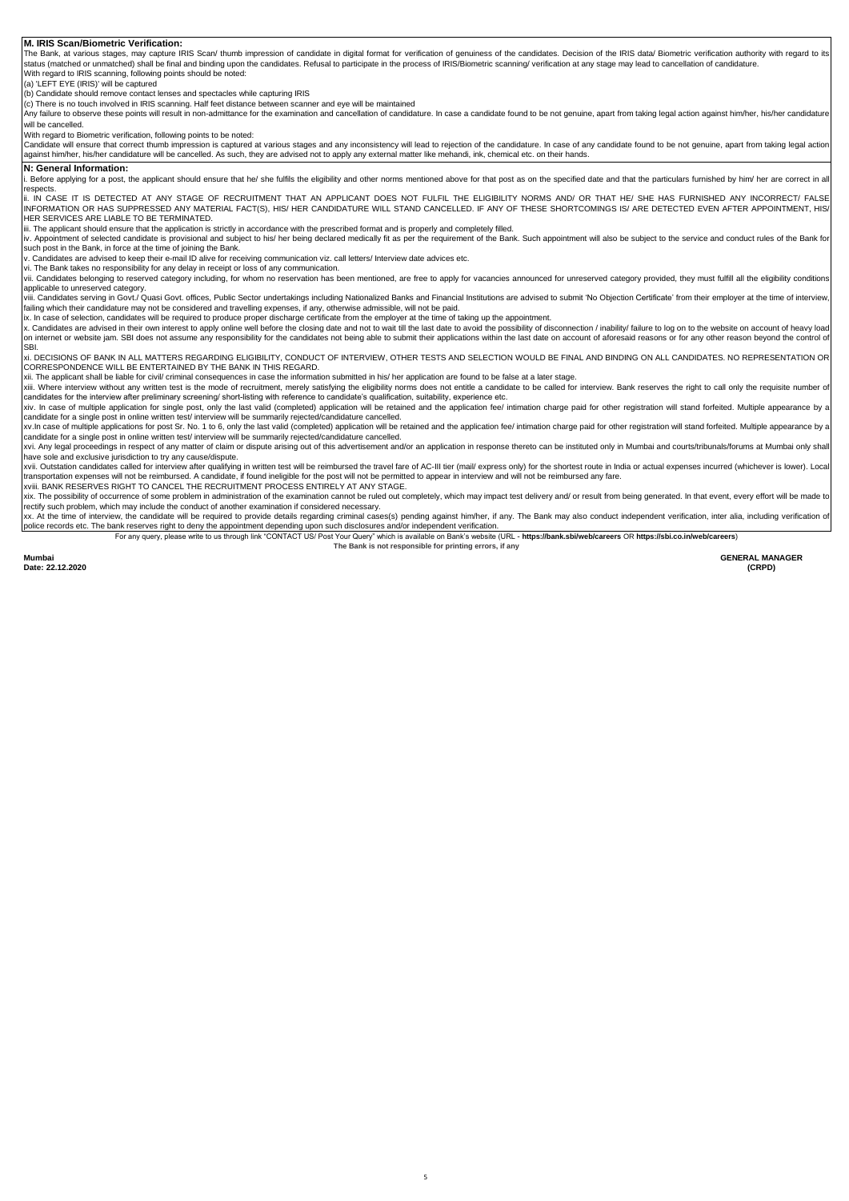## M. IRIS Scan/Biometric Verification:

The Bank, at various stages, may capture IRIS Scan/ thumb impression of candidate in digital format for verification of genuiness of the candidates. Decision of the IRIS data/ Biometric verification authority with regard to its status (matched or unmatched) shall be final and binding upon the candidates. Refusal to participate in the process of IRIS/Biometric scanning/ verification at any stage may lead to cancellation of candidature.

With regard to IRIS scanning, following points should be noted:

(a) 'LEFT EYE (IRIS)' will be captured

(b) Candidate should remove contact lenses and spectacles while capturing IRIS

(c) There is no touch involved in IRIS scanning. Half feet distance between scanner and eye will be maintained

Any failure to observe these points will result in non-admittance for the examination and cancellation of candidature. In case a candidate found to be not genuine, apart from taking legal action against him/her, his/her candidature will be cancelled.

With regard to Biometric verification, following points to be noted:

Candidate will ensure that correct thumb impression is captured at various stages and any inconsistency will lead to rejection of the candidature. In case of any candidate found to be not genuine, apart from taking legal action against him/her, his/her candidature will be cancelled. As such, they are advised not to apply any external matter like mehandi, ink, chemical etc. on their hands.

## N: General Information:

i. Before applying for a post, the applicant should ensure that he/ she fulfils the eligibility and other norms mentioned above for that post as on the specified date and that the particulars furnished by him/ her are correct in all respects.

ii. IN CASE IT IS DETECTED AT ANY STAGE OF RECRUITMENT THAT AN APPLICANT DOES NOT FULFIL THE ELIGIBILITY NORMS AND/ OR THAT HE/ SHE HAS FURNISHED ANY INCORRECT/ FALSE INFORMATION OR HAS SUPPRESSED ANY MATERIAL FACT(S), HIS/ HER CANDIDATURE WILL STAND CANCELLED. IF ANY OF THESE SHORTCOMINGS IS/ ARE DETECTED EVEN AFTER APPOINTMENT, HIS/ HER SERVICES ARE LIABLE TO BE TERMINATED.

iii. The applicant should ensure that the application is strictly in accordance with the prescribed format and is properly and completely filled.

iv. Appointment of selected candidate is provisional and subject to his/ her being declared medically fit as per the requirement of the Bank. Such appointment will also be subject to the service and conduct rules of the Bank for such post in the Bank, in force at the time of joining the Bank.

v. Candidates are advised to keep their e-mail ID alive for receiving communication viz. call letters/ Interview date advices etc.

vi. The Bank takes no responsibility for any delay in receipt or loss of any communication.

vii. Candidates belonging to reserved category including, for whom no reservation has been mentioned, are free to apply for vacancies announced for unreserved category provided, they must fulfill all the eligibility conditions applicable to unreserved category.

viii. Candidates serving in Govt./ Quasi Govt. offices, Public Sector undertakings including Nationalized Banks and Financial Institutions are advised to submit 'No Objection Certificate' from their employer at the time of interview, failing which their candidature may not be considered and travelling expenses, if any, otherwise admissible, will not be paid.

ix. In case of selection, candidates will be required to produce proper discharge certificate from the employer at the time of taking up the appointment.

x. Candidates are advised in their own interest to apply online well before the closing date and not to wait till the last date to avoid the possibility of disconnection / inability/ failure to log on to the website on account of heavy load on internet or website jam. SBI does not assume any responsibility for the candidates not being able to submit their applications within the last date on account of aforesaid reasons or for any other reason beyond the control of SBI.

xi. DECISIONS OF BANK IN ALL MATTERS REGARDING ELIGIBILITY, CONDUCT OF INTERVIEW, OTHER TESTS AND SELECTION WOULD BE FINAL AND BINDING ON ALL CANDIDATES. NO REPRESENTATION OR CORRESPONDENCE WILL BE ENTERTAINED BY THE BANK IN THIS REGARD.

xii. The applicant shall be liable for civil/ criminal consequences in case the information submitted in his/ her application are found to be false at a later stage.

xiii. Where interview without any written test is the mode of recruitment, merely satisfying the eligibility norms does not entitle a candidate to be called for interview. Bank reserves the right to call only the requisite number of candidates for the interview after preliminary screening/ short-listing with reference to candidate's qualification, suitability, experience etc.

xiv. In case of multiple application for single post, only the last valid (completed) application will be retained and the application fee/ intimation charge paid for other registration will stand forfeited. Multiple appearance by a candidate for a single post in online written test/ interview will be summarily rejected/candidature cancelled.

xv.In case of multiple applications for post Sr. No. 1 to 6, only the last valid (completed) application will be retained and the application fee/ intimation charge paid for other registration will stand forfeited. Multiple appearance by a candidate for a single post in online written test/ interview will be summarily rejected/candidature cancelled.

xvi. Any legal proceedings in respect of any matter of claim or dispute arising out of this advertisement and/or an application in response thereto can be instituted only in Mumbai and courts/tribunals/forums at Mumbai only shall have sole and exclusive jurisdiction to try any cause/dispute.

xvii. Outstation candidates called for interview after qualifying in written test will be reimbursed the travel fare of AC-III tier (mail/ express only) for the shortest route in India or actual expenses incurred (whichever is lower). Local transportation expenses will not be reimbursed. A candidate, if found ineligible for the post will not be permitted to appear in interview and will not be reimbursed any fare.

xviii. BANK RESERVES RIGHT TO CANCEL THE RECRUITMENT PROCESS ENTIRELY AT ANY STAGE.

xix. The possibility of occurrence of some problem in administration of the examination cannot be ruled out completely, which may impact test delivery and/ or result from being generated. In that event, every effort will be made to rectify such problem, which may include the conduct of another examination if considered necessary.

xx. At the time of interview, the candidate will be required to provide details regarding criminal cases(s) pending against him/her, if any. The Bank may also conduct independent verification, inter alia, including verification of police records etc. The bank reserves right to deny the appointment depending upon such disclosures and/or independent verification.

For any query, please write to us through link "CONTACT US/ Post Your Query" which is available on Bank's website (URL - **https://bank.sbi/web/careers** OR **https://sbi.co.in/web/careers**)

**The Bank is not responsible for printing errors, if any**

**Mumbai**
**Date: 22.12.2020**

**GENERAL MANAGER**
**(CRPD)**